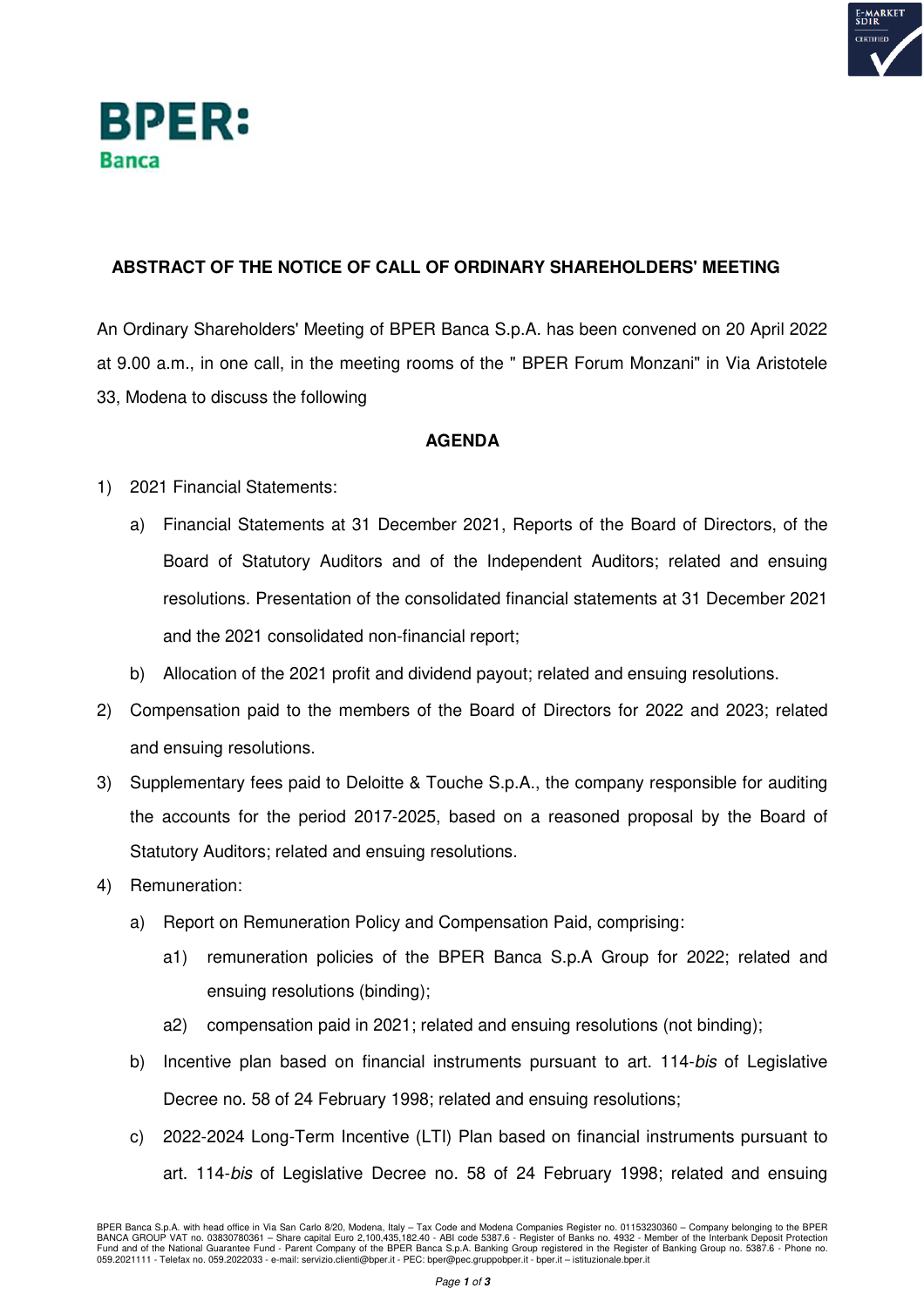# ABSTRACT OF THE NOTICE OF CALL OF ORDINARY SHAREHOLDERS' MEETING

An Ordinary Shareholders' Meeting of BPER Banca S.p.A. has been convened on 20 April 2022 at 9.00 a.m., in one call, in the meeting rooms of the " BPER Forum Monzani" in Via Aristotele 33, Modena to discuss the following

## AGENDA

1) 2021 Financial Statements:
   a) Financial Statements at 31 December 2021, Reports of the Board of Directors, of the Board of Statutory Auditors and of the Independent Auditors; related and ensuing resolutions. Presentation of the consolidated financial statements at 31 December 2021 and the 2021 consolidated non-financial report;
   b) Allocation of the 2021 profit and dividend payout; related and ensuing resolutions.
2) Compensation paid to the members of the Board of Directors for 2022 and 2023; related and ensuing resolutions.
3) Supplementary fees paid to Deloitte & Touche S.p.A., the company responsible for auditing the accounts for the period 2017-2025, based on a reasoned proposal by the Board of Statutory Auditors; related and ensuing resolutions.
4) Remuneration:
   a) Report on Remuneration Policy and Compensation Paid, comprising:
      a1) remuneration policies of the BPER Banca S.p.A Group for 2022; related and ensuing resolutions (binding);
      a2) compensation paid in 2021; related and ensuing resolutions (not binding);
   b) Incentive plan based on financial instruments pursuant to art. 114-*bis* of Legislative Decree no. 58 of 24 February 1998; related and ensuing resolutions;
   c) 2022-2024 Long-Term Incentive (LTI) Plan based on financial instruments pursuant to art. 114-*bis* of Legislative Decree no. 58 of 24 February 1998; related and ensuing

BPER Banca S.p.A. with head office in Via San Carlo 8/20, Modena, Italy – Tax Code and Modena Companies Register no. 01153230360 – Company belonging to the BPER BANCA GROUP VAT no. 03830780361 – Share capital Euro 2,100,435,182.40 - ABI code 5387.6 - Register of Banks no. 4932 - Member of the Interbank Deposit Protection Fund and of the National Guarantee Fund - Parent Company of the BPER Banca S.p.A. Banking Group registered in the Register of Banking Group no. 5387.6 - Phone no. 059.2021111 - Telefax no. 059.2022033 - e-mail: servizio.clienti@bper.it - PEC: bper@pec.gruppobper.it - bper.it – istituzionale.bper.it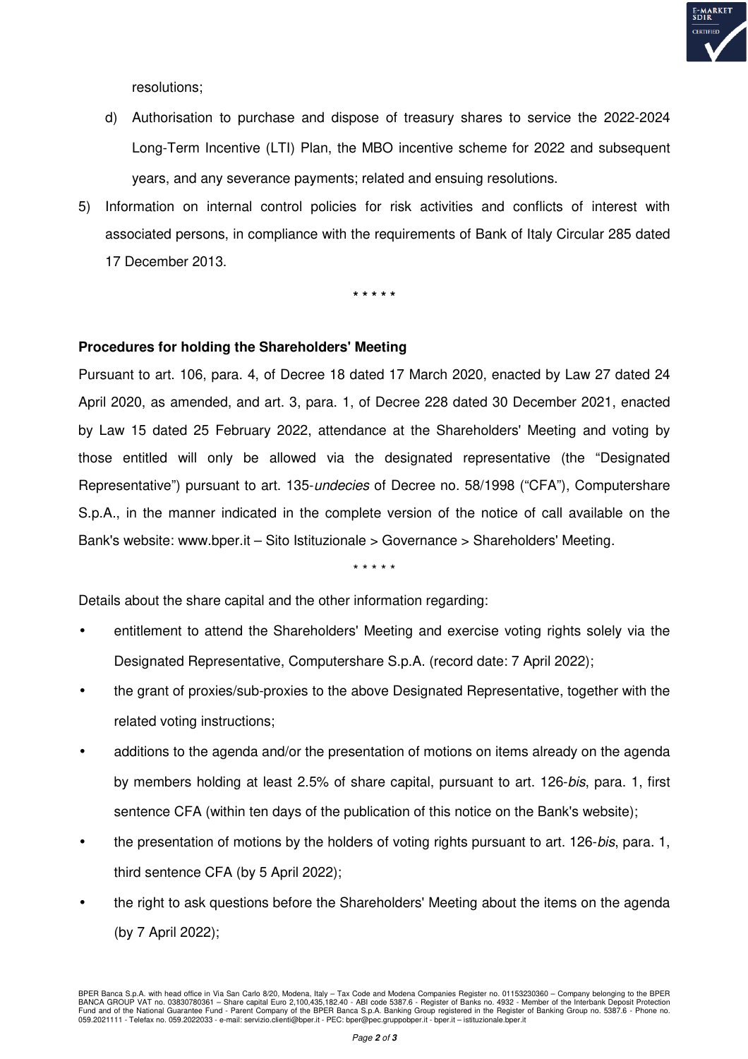resolutions;

d) Authorisation to purchase and dispose of treasury shares to service the 2022-2024 Long-Term Incentive (LTI) Plan, the MBO incentive scheme for 2022 and subsequent years, and any severance payments; related and ensuing resolutions.

5) Information on internal control policies for risk activities and conflicts of interest with associated persons, in compliance with the requirements of Bank of Italy Circular 285 dated 17 December 2013.

\* \* \* \* \*

**Procedures for holding the Shareholders' Meeting**

Pursuant to art. 106, para. 4, of Decree 18 dated 17 March 2020, enacted by Law 27 dated 24 April 2020, as amended, and art. 3, para. 1, of Decree 228 dated 30 December 2021, enacted by Law 15 dated 25 February 2022, attendance at the Shareholders' Meeting and voting by those entitled will only be allowed via the designated representative (the "Designated Representative") pursuant to art. 135-*undecies* of Decree no. 58/1998 ("CFA"), Computershare S.p.A., in the manner indicated in the complete version of the notice of call available on the Bank's website: www.bper.it – Sito Istituzionale > Governance > Shareholders' Meeting.

\* \* \* \* \*

Details about the share capital and the other information regarding:

- entitlement to attend the Shareholders' Meeting and exercise voting rights solely via the Designated Representative, Computershare S.p.A. (record date: 7 April 2022);
- the grant of proxies/sub-proxies to the above Designated Representative, together with the related voting instructions;
- additions to the agenda and/or the presentation of motions on items already on the agenda by members holding at least 2.5% of share capital, pursuant to art. 126-*bis*, para. 1, first sentence CFA (within ten days of the publication of this notice on the Bank's website);
- the presentation of motions by the holders of voting rights pursuant to art. 126-*bis*, para. 1, third sentence CFA (by 5 April 2022);
- the right to ask questions before the Shareholders' Meeting about the items on the agenda (by 7 April 2022);

BPER Banca S.p.A. with head office in Via San Carlo 8/20, Modena, Italy – Tax Code and Modena Companies Register no. 01153230360 – Company belonging to the BPER BANCA GROUP VAT no. 03830780361 – Share capital Euro 2,100,435,182.40 - ABI code 5387.6 - Register of Banks no. 4932 - Member of the Interbank Deposit Protection Fund and of the National Guarantee Fund - Parent Company of the BPER Banca S.p.A. Banking Group registered in the Register of Banking Group no. 5387.6 - Phone no. 059.2021111 - Telefax no. 059.2022033 - e-mail: servizio.clienti@bper.it - PEC: bper@pec.gruppobper.it - bper.it – istituzionale.bper.it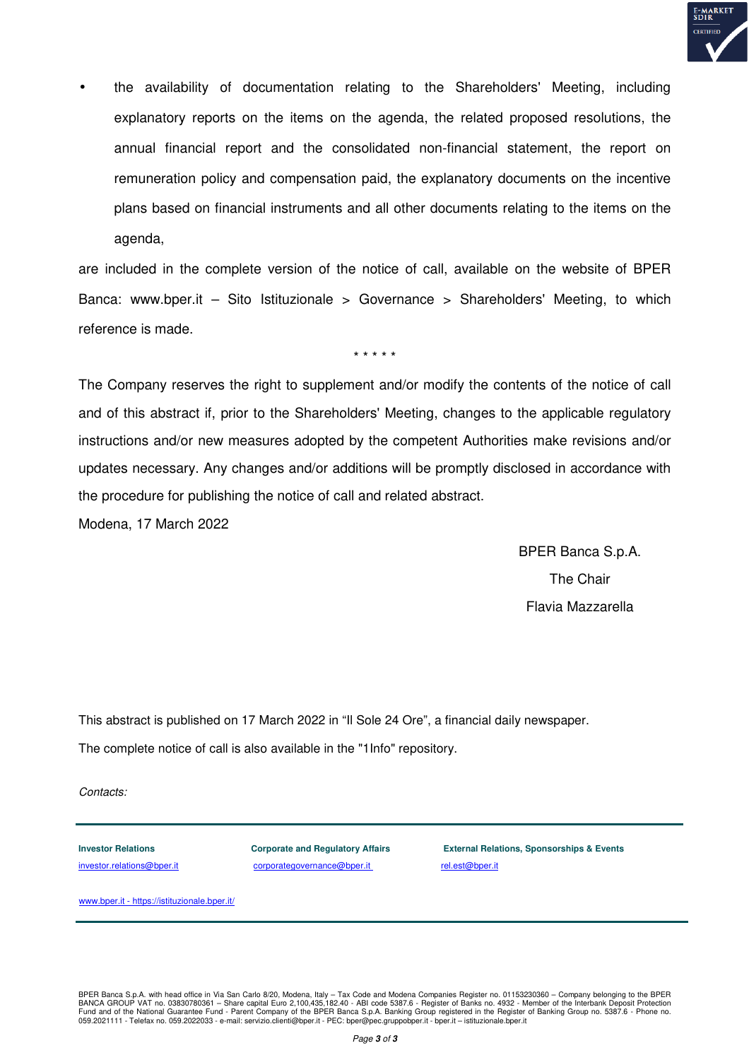- the availability of documentation relating to the Shareholders' Meeting, including explanatory reports on the items on the agenda, the related proposed resolutions, the annual financial report and the consolidated non-financial statement, the report on remuneration policy and compensation paid, the explanatory documents on the incentive plans based on financial instruments and all other documents relating to the items on the agenda,

are included in the complete version of the notice of call, available on the website of BPER Banca: www.bper.it – Sito Istituzionale > Governance > Shareholders' Meeting, to which reference is made.

\* \* \* \* \*

The Company reserves the right to supplement and/or modify the contents of the notice of call and of this abstract if, prior to the Shareholders' Meeting, changes to the applicable regulatory instructions and/or new measures adopted by the competent Authorities make revisions and/or updates necessary. Any changes and/or additions will be promptly disclosed in accordance with the procedure for publishing the notice of call and related abstract.

Modena, 17 March 2022

BPER Banca S.p.A.
The Chair
Flavia Mazzarella

This abstract is published on 17 March 2022 in "Il Sole 24 Ore", a financial daily newspaper.

The complete notice of call is also available in the "1Info" repository.

*Contacts:*

| **Investor Relations** | **Corporate and Regulatory Affairs** | **External Relations, Sponsorships & Events** |
|---|---|---|
| investor.relations@bper.it | corporategovernance@bper.it | rel.est@bper.it |

www.bper.it - https://istituzionale.bper.it/

BPER Banca S.p.A. with head office in Via San Carlo 8/20, Modena, Italy – Tax Code and Modena Companies Register no. 01153230360 – Company belonging to the BPER BANCA GROUP VAT no. 03830780361 – Share capital Euro 2,100,435,182.40 - ABI code 5387.6 - Register of Banks no. 4932 - Member of the Interbank Deposit Protection Fund and of the National Guarantee Fund - Parent Company of the BPER Banca S.p.A. Banking Group registered in the Register of Banking Group no. 5387.6 - Phone no. 059.2021111 - Telefax no. 059.2022033 - e-mail: servizio.clienti@bper.it - PEC: bper@pec.gruppobper.it - bper.it – istituzionale.bper.it